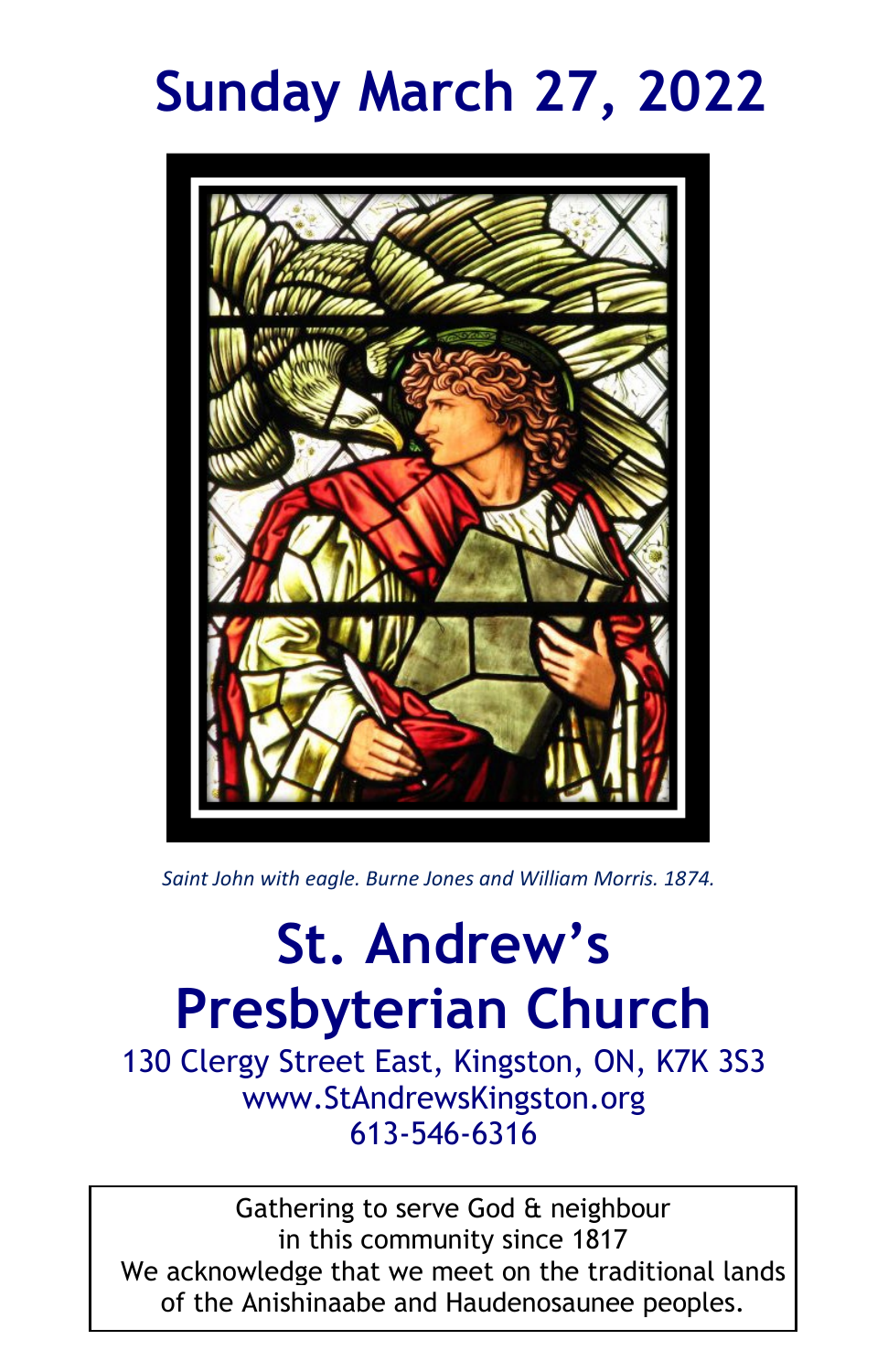# Sunday March 27, 2022

*Saint John with eagle. Burne Jones and William Morris. 1874.*

# St. Andrew's Presbyterian Church

130 Clergy Street East, Kingston, ON, K7K 3S3
www.StAndrewsKingston.org
613-546-6316

Gathering to serve God & neighbour
in this community since 1817
We acknowledge that we meet on the traditional lands of the Anishinaabe and Haudenosaunee peoples.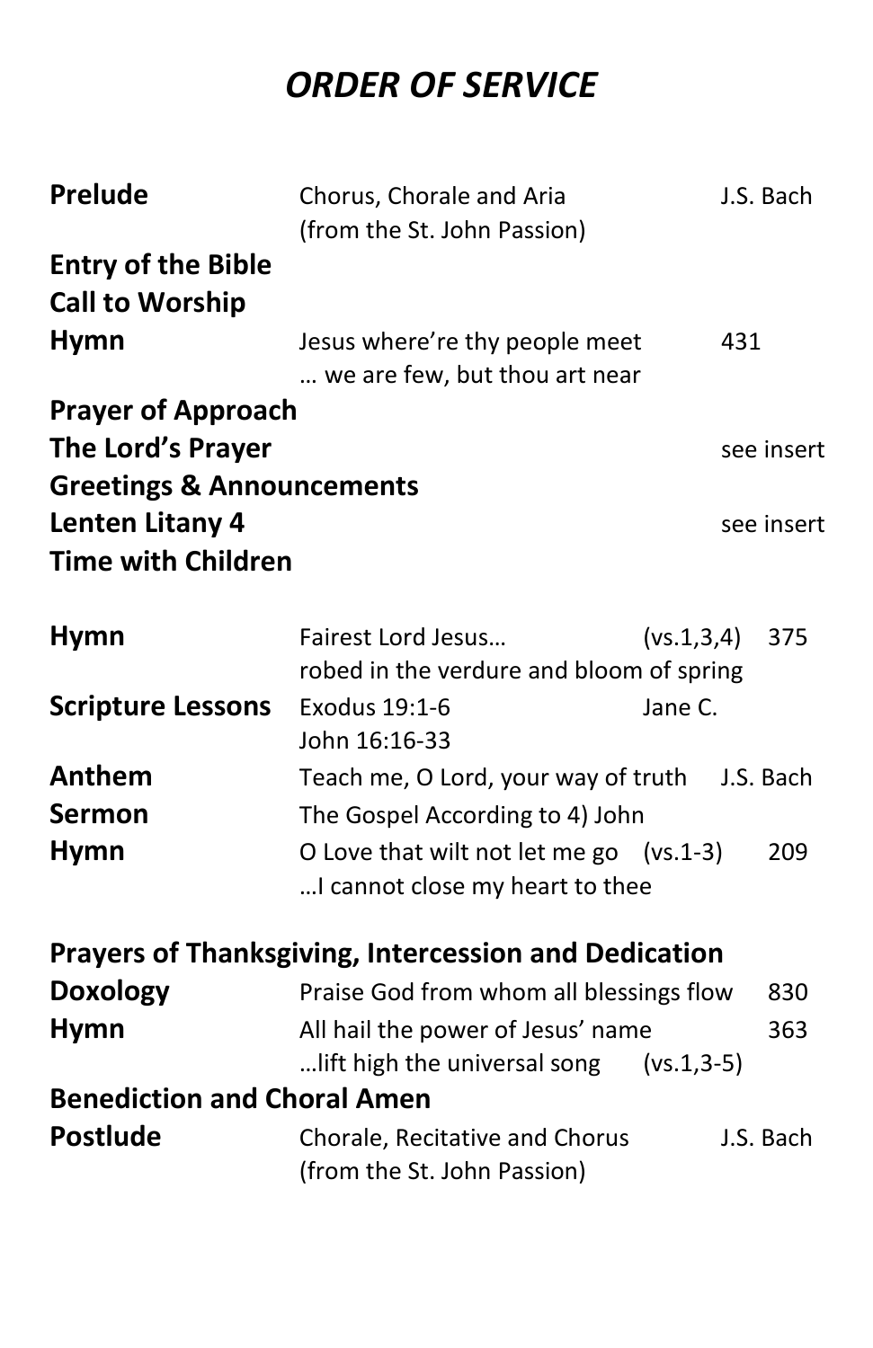# *ORDER OF SERVICE*

**Prelude** Chorus, Chorale and Aria (from the St. John Passion) — J.S. Bach

**Entry of the Bible**

**Call to Worship**

**Hymn** Jesus where're thy people meet … we are few, but thou art near — 431

**Prayer of Approach**

**The Lord's Prayer** — see insert

**Greetings & Announcements**

**Lenten Litany 4** — see insert

**Time with Children**

**Hymn** Fairest Lord Jesus… (vs.1,3,4) robed in the verdure and bloom of spring — 375

**Scripture Lessons** Exodus 19:1-6 — Jane C.
John 16:16-33

**Anthem** Teach me, O Lord, your way of truth — J.S. Bach

**Sermon** The Gospel According to 4) John

**Hymn** O Love that wilt not let me go (vs.1-3) …I cannot close my heart to thee — 209

**Prayers of Thanksgiving, Intercession and Dedication**

**Doxology** Praise God from whom all blessings flow — 830

**Hymn** All hail the power of Jesus' name …lift high the universal song (vs.1,3-5) — 363

**Benediction and Choral Amen**

**Postlude** Chorale, Recitative and Chorus (from the St. John Passion) — J.S. Bach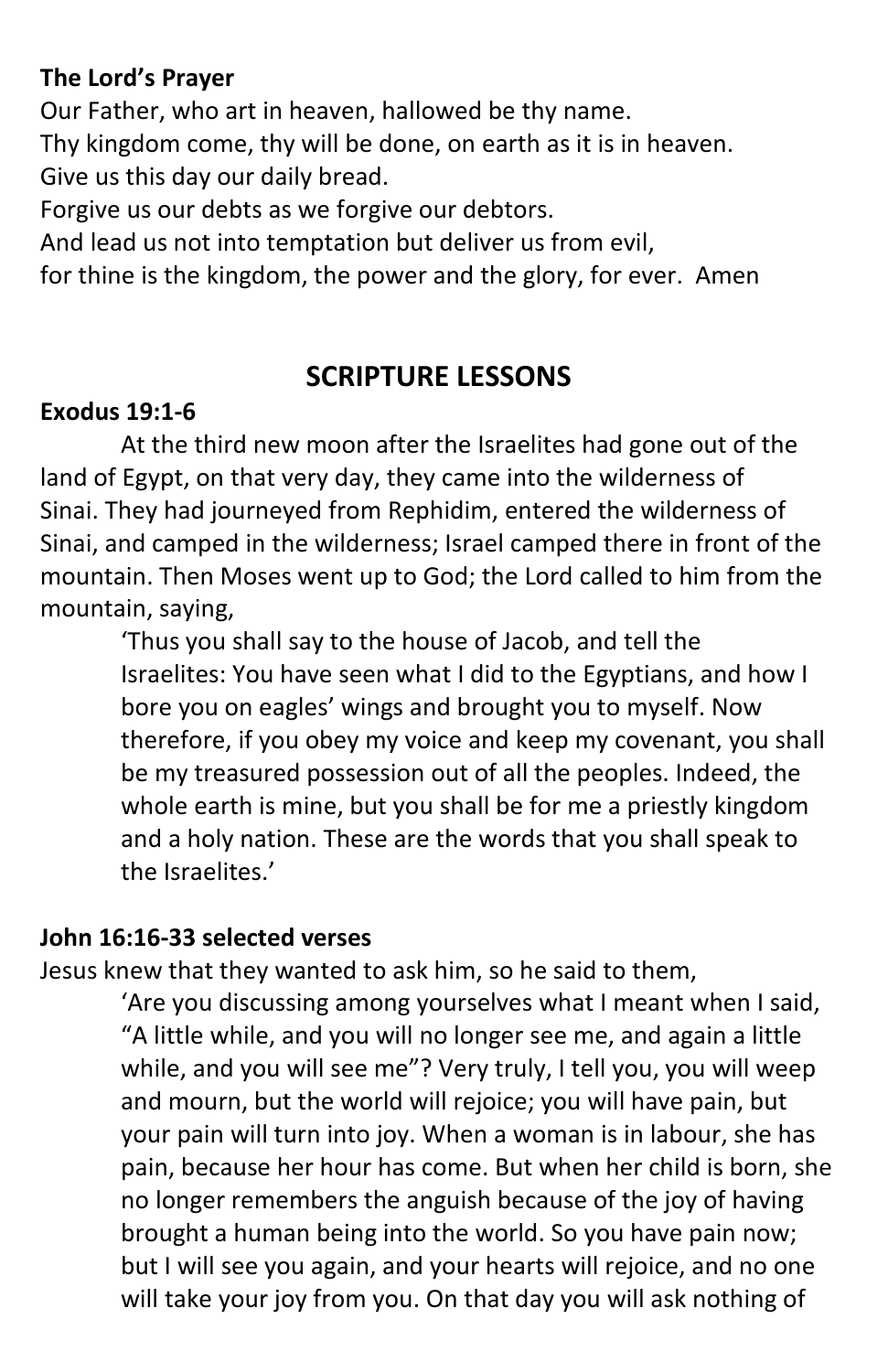**The Lord's Prayer**

Our Father, who art in heaven, hallowed be thy name.
Thy kingdom come, thy will be done, on earth as it is in heaven.
Give us this day our daily bread.
Forgive us our debts as we forgive our debtors.
And lead us not into temptation but deliver us from evil,
for thine is the kingdom, the power and the glory, for ever. Amen

## SCRIPTURE LESSONS

**Exodus 19:1-6**

At the third new moon after the Israelites had gone out of the land of Egypt, on that very day, they came into the wilderness of Sinai. They had journeyed from Rephidim, entered the wilderness of Sinai, and camped in the wilderness; Israel camped there in front of the mountain. Then Moses went up to God; the Lord called to him from the mountain, saying,

> 'Thus you shall say to the house of Jacob, and tell the Israelites: You have seen what I did to the Egyptians, and how I bore you on eagles' wings and brought you to myself. Now therefore, if you obey my voice and keep my covenant, you shall be my treasured possession out of all the peoples. Indeed, the whole earth is mine, but you shall be for me a priestly kingdom and a holy nation. These are the words that you shall speak to the Israelites.'

**John 16:16-33 selected verses**

Jesus knew that they wanted to ask him, so he said to them,

> 'Are you discussing among yourselves what I meant when I said, "A little while, and you will no longer see me, and again a little while, and you will see me"? Very truly, I tell you, you will weep and mourn, but the world will rejoice; you will have pain, but your pain will turn into joy. When a woman is in labour, she has pain, because her hour has come. But when her child is born, she no longer remembers the anguish because of the joy of having brought a human being into the world. So you have pain now; but I will see you again, and your hearts will rejoice, and no one will take your joy from you. On that day you will ask nothing of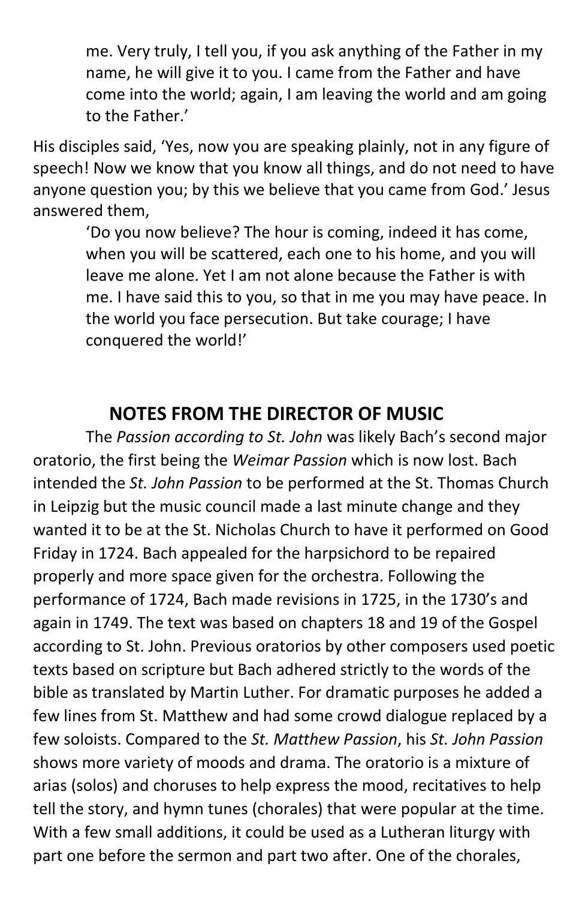> me. Very truly, I tell you, if you ask anything of the Father in my name, he will give it to you. I came from the Father and have come into the world; again, I am leaving the world and am going to the Father.'

His disciples said, 'Yes, now you are speaking plainly, not in any figure of speech! Now we know that you know all things, and do not need to have anyone question you; by this we believe that you came from God.' Jesus answered them,

> 'Do you now believe? The hour is coming, indeed it has come, when you will be scattered, each one to his home, and you will leave me alone. Yet I am not alone because the Father is with me. I have said this to you, so that in me you may have peace. In the world you face persecution. But take courage; I have conquered the world!'

## NOTES FROM THE DIRECTOR OF MUSIC

The *Passion according to St. John* was likely Bach's second major oratorio, the first being the *Weimar Passion* which is now lost. Bach intended the *St. John Passion* to be performed at the St. Thomas Church in Leipzig but the music council made a last minute change and they wanted it to be at the St. Nicholas Church to have it performed on Good Friday in 1724. Bach appealed for the harpsichord to be repaired properly and more space given for the orchestra. Following the performance of 1724, Bach made revisions in 1725, in the 1730's and again in 1749. The text was based on chapters 18 and 19 of the Gospel according to St. John. Previous oratorios by other composers used poetic texts based on scripture but Bach adhered strictly to the words of the bible as translated by Martin Luther. For dramatic purposes he added a few lines from St. Matthew and had some crowd dialogue replaced by a few soloists. Compared to the *St. Matthew Passion*, his *St. John Passion* shows more variety of moods and drama. The oratorio is a mixture of arias (solos) and choruses to help express the mood, recitatives to help tell the story, and hymn tunes (chorales) that were popular at the time. With a few small additions, it could be used as a Lutheran liturgy with part one before the sermon and part two after. One of the chorales,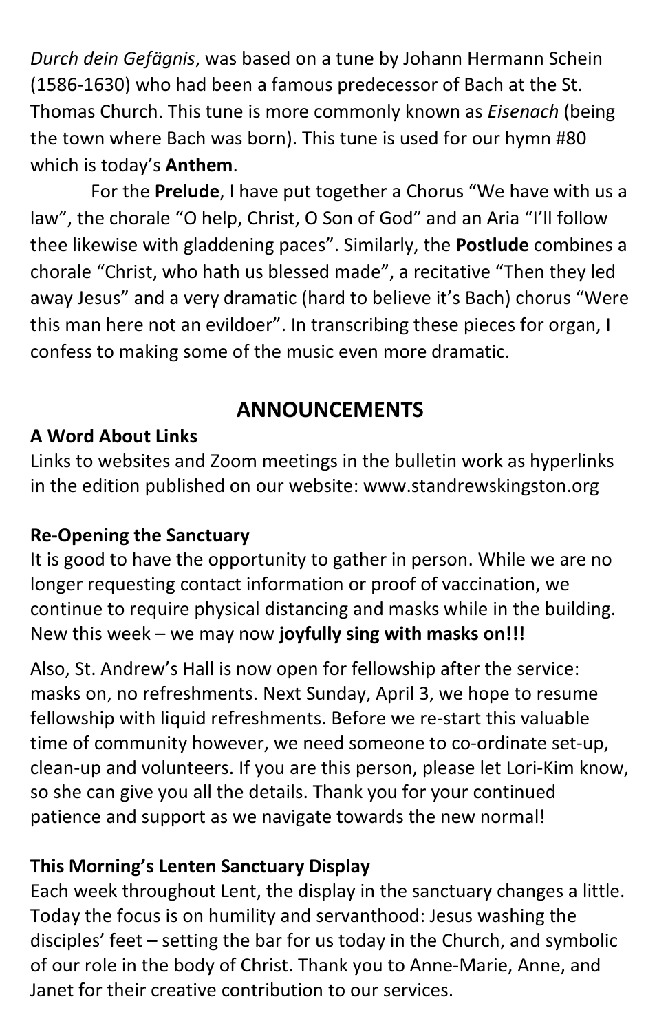*Durch dein Gefägnis*, was based on a tune by Johann Hermann Schein (1586-1630) who had been a famous predecessor of Bach at the St. Thomas Church. This tune is more commonly known as *Eisenach* (being the town where Bach was born). This tune is used for our hymn #80 which is today's **Anthem**.

For the **Prelude**, I have put together a Chorus "We have with us a law", the chorale "O help, Christ, O Son of God" and an Aria "I'll follow thee likewise with gladdening paces". Similarly, the **Postlude** combines a chorale "Christ, who hath us blessed made", a recitative "Then they led away Jesus" and a very dramatic (hard to believe it's Bach) chorus "Were this man here not an evildoer". In transcribing these pieces for organ, I confess to making some of the music even more dramatic.

## ANNOUNCEMENTS

**A Word About Links**

Links to websites and Zoom meetings in the bulletin work as hyperlinks in the edition published on our website: www.standrewskingston.org

**Re-Opening the Sanctuary**

It is good to have the opportunity to gather in person. While we are no longer requesting contact information or proof of vaccination, we continue to require physical distancing and masks while in the building. New this week – we may now **joyfully sing with masks on!!!**

Also, St. Andrew's Hall is now open for fellowship after the service: masks on, no refreshments. Next Sunday, April 3, we hope to resume fellowship with liquid refreshments. Before we re-start this valuable time of community however, we need someone to co-ordinate set-up, clean-up and volunteers. If you are this person, please let Lori-Kim know, so she can give you all the details. Thank you for your continued patience and support as we navigate towards the new normal!

**This Morning's Lenten Sanctuary Display**

Each week throughout Lent, the display in the sanctuary changes a little. Today the focus is on humility and servanthood: Jesus washing the disciples' feet – setting the bar for us today in the Church, and symbolic of our role in the body of Christ. Thank you to Anne-Marie, Anne, and Janet for their creative contribution to our services.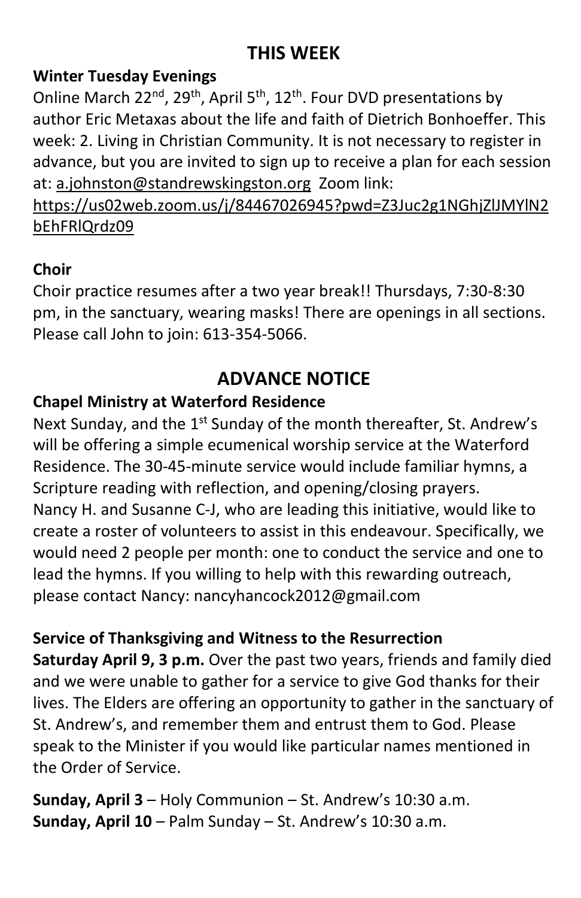## THIS WEEK

**Winter Tuesday Evenings**

Online March 22nd, 29th, April 5th, 12th. Four DVD presentations by author Eric Metaxas about the life and faith of Dietrich Bonhoeffer. This week: 2. Living in Christian Community. It is not necessary to register in advance, but you are invited to sign up to receive a plan for each session at: a.johnston@standrewskingston.org Zoom link: https://us02web.zoom.us/j/84467026945?pwd=Z3Juc2g1NGhjZlJMYlN2bEhFRlQrdz09

**Choir**

Choir practice resumes after a two year break!! Thursdays, 7:30-8:30 pm, in the sanctuary, wearing masks! There are openings in all sections. Please call John to join: 613-354-5066.

## ADVANCE NOTICE

**Chapel Ministry at Waterford Residence**

Next Sunday, and the 1st Sunday of the month thereafter, St. Andrew's will be offering a simple ecumenical worship service at the Waterford Residence. The 30-45-minute service would include familiar hymns, a Scripture reading with reflection, and opening/closing prayers. Nancy H. and Susanne C-J, who are leading this initiative, would like to create a roster of volunteers to assist in this endeavour. Specifically, we would need 2 people per month: one to conduct the service and one to lead the hymns. If you willing to help with this rewarding outreach, please contact Nancy: nancyhancock2012@gmail.com

**Service of Thanksgiving and Witness to the Resurrection**

**Saturday April 9, 3 p.m.** Over the past two years, friends and family died and we were unable to gather for a service to give God thanks for their lives. The Elders are offering an opportunity to gather in the sanctuary of St. Andrew's, and remember them and entrust them to God. Please speak to the Minister if you would like particular names mentioned in the Order of Service.

**Sunday, April 3** – Holy Communion – St. Andrew's 10:30 a.m.
**Sunday, April 10** – Palm Sunday – St. Andrew's 10:30 a.m.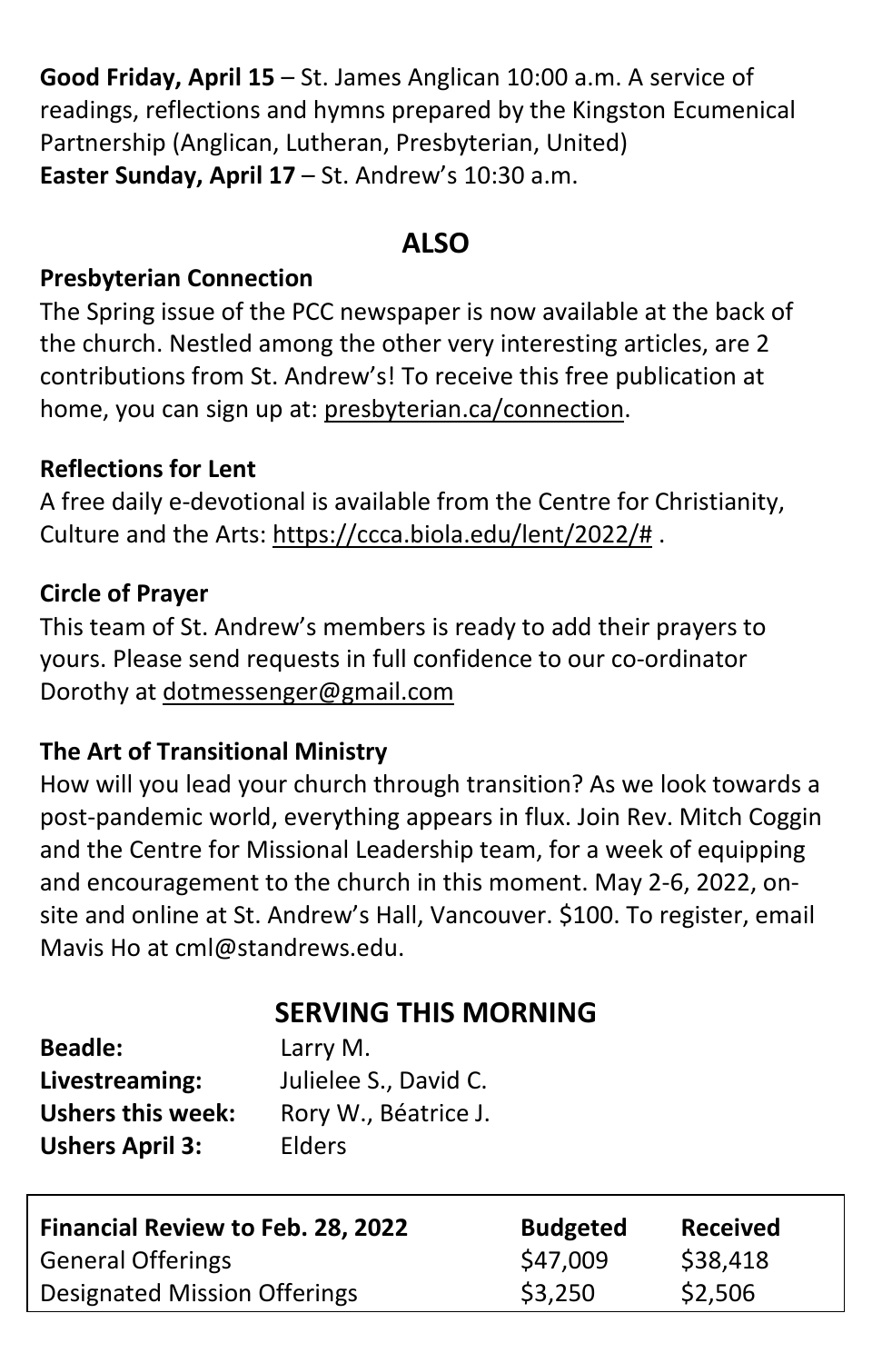**Good Friday, April 15** – St. James Anglican 10:00 a.m. A service of readings, reflections and hymns prepared by the Kingston Ecumenical Partnership (Anglican, Lutheran, Presbyterian, United)
**Easter Sunday, April 17** – St. Andrew's 10:30 a.m.

## ALSO

**Presbyterian Connection**
The Spring issue of the PCC newspaper is now available at the back of the church. Nestled among the other very interesting articles, are 2 contributions from St. Andrew's! To receive this free publication at home, you can sign up at: presbyterian.ca/connection.

**Reflections for Lent**
A free daily e-devotional is available from the Centre for Christianity, Culture and the Arts: https://ccca.biola.edu/lent/2022/# .

**Circle of Prayer**
This team of St. Andrew's members is ready to add their prayers to yours. Please send requests in full confidence to our co-ordinator Dorothy at dotmessenger@gmail.com

**The Art of Transitional Ministry**
How will you lead your church through transition? As we look towards a post-pandemic world, everything appears in flux. Join Rev. Mitch Coggin and the Centre for Missional Leadership team, for a week of equipping and encouragement to the church in this moment. May 2-6, 2022, on-site and online at St. Andrew's Hall, Vancouver. $100. To register, email Mavis Ho at cml@standrews.edu.

## SERVING THIS MORNING

**Beadle:** Larry M.
**Livestreaming:** Julielee S., David C.
**Ushers this week:** Rory W., Béatrice J.
**Ushers April 3:** Elders

| Financial Review to Feb. 28, 2022 | Budgeted | Received |
|---|---|---|
| General Offerings | $47,009 | $38,418 |
| Designated Mission Offerings | $3,250 | $2,506 |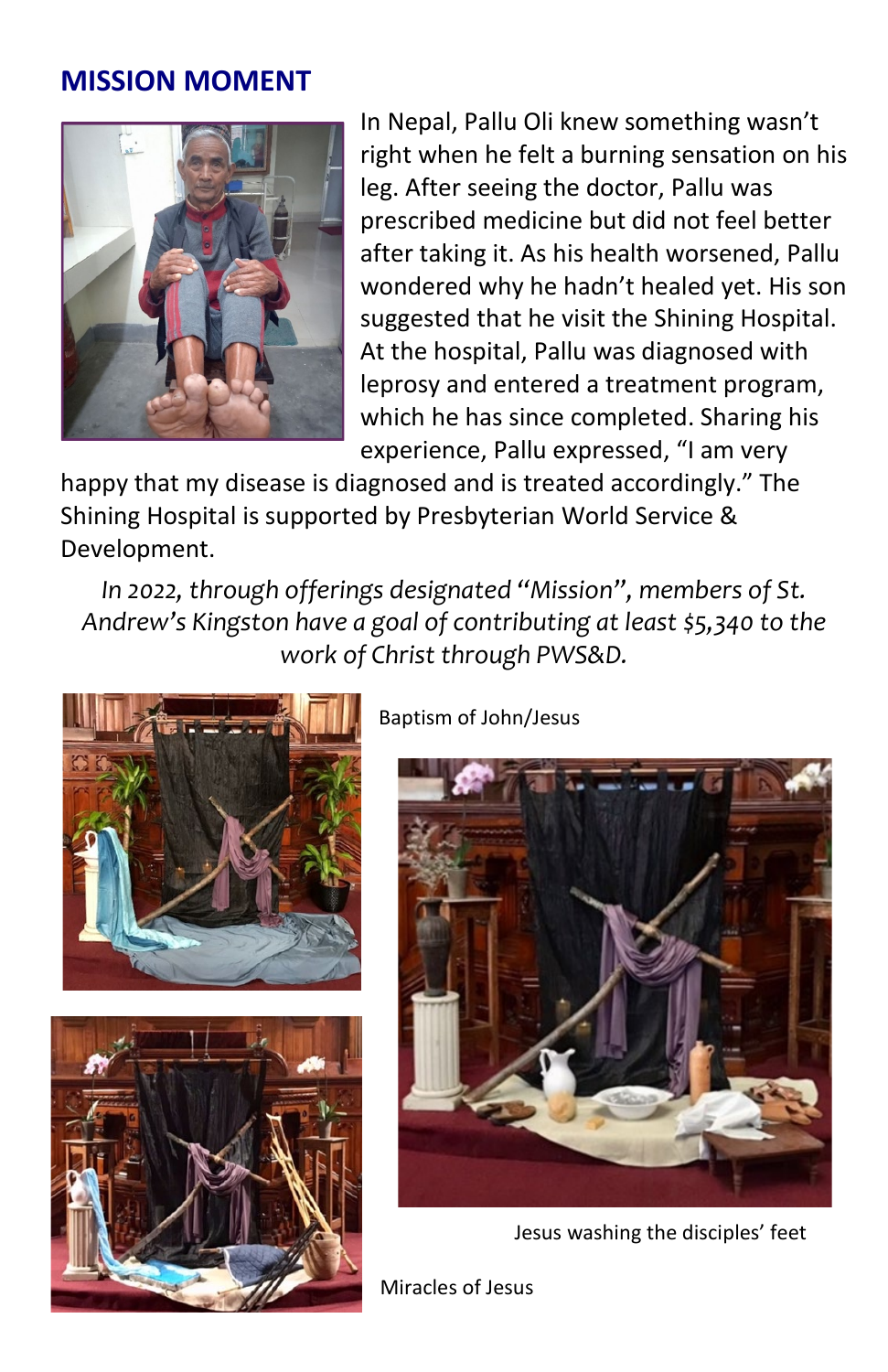## MISSION MOMENT

In Nepal, Pallu Oli knew something wasn't right when he felt a burning sensation on his leg. After seeing the doctor, Pallu was prescribed medicine but did not feel better after taking it. As his health worsened, Pallu wondered why he hadn't healed yet. His son suggested that he visit the Shining Hospital. At the hospital, Pallu was diagnosed with leprosy and entered a treatment program, which he has since completed. Sharing his experience, Pallu expressed, "I am very happy that my disease is diagnosed and is treated accordingly." The Shining Hospital is supported by Presbyterian World Service & Development.

*In 2022, through offerings designated "Mission", members of St. Andrew's Kingston have a goal of contributing at least $5,340 to the work of Christ through PWS&D.*

Baptism of John/Jesus

Jesus washing the disciples' feet

Miracles of Jesus